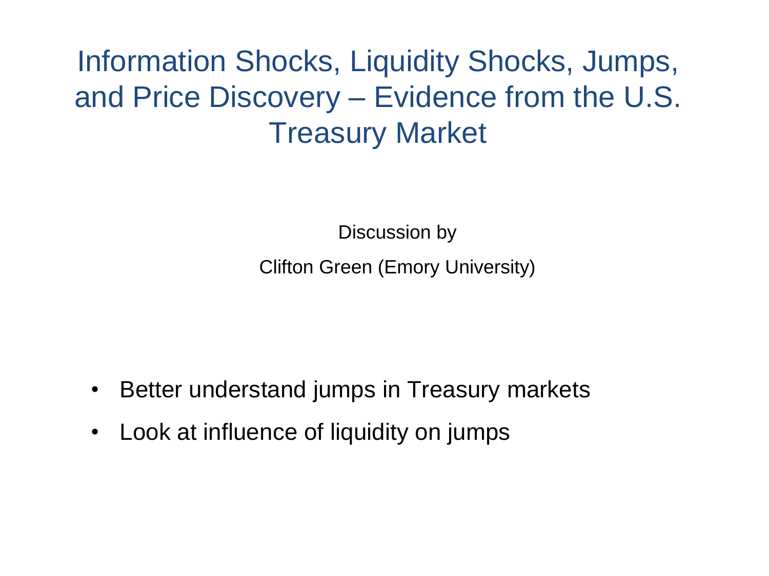# Information Shocks, Liquidity Shocks, Jumps, and Price Discovery – Evidence from the U.S. Treasury Market

Discussion by

Clifton Green (Emory University)

- Better understand jumps in Treasury markets
- Look at influence of liquidity on jumps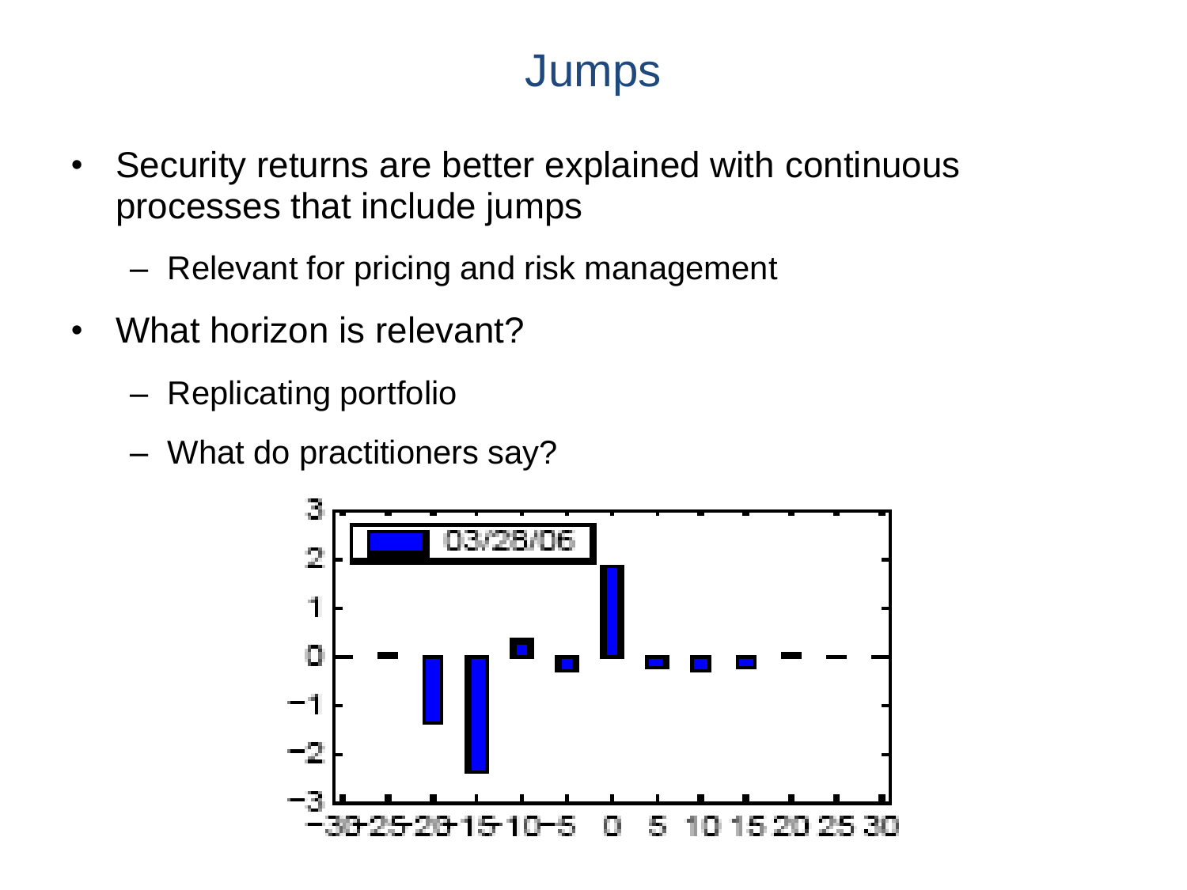# Jumps

- Security returns are better explained with continuous processes that include jumps
  - Relevant for pricing and risk management
- What horizon is relevant?
  - Replicating portfolio
  - What do practitioners say?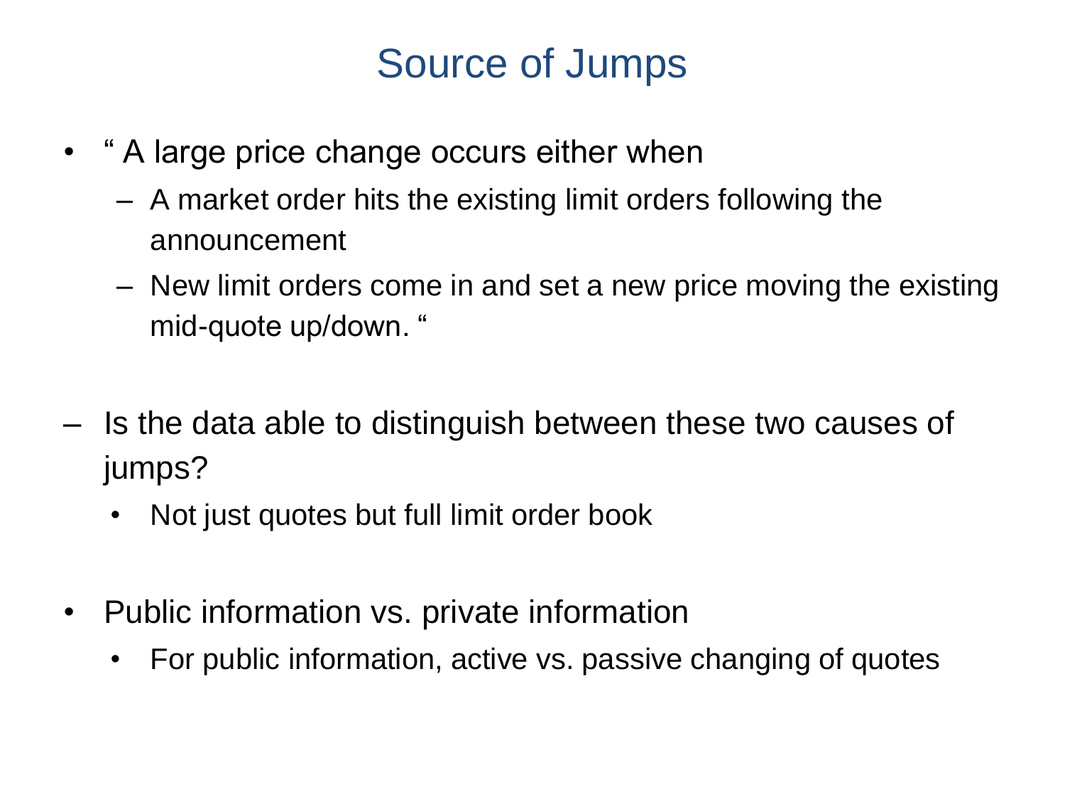# Source of Jumps

- " A large price change occurs either when
  - A market order hits the existing limit orders following the announcement
  - New limit orders come in and set a new price moving the existing mid-quote up/down. "

- Is the data able to distinguish between these two causes of jumps?
  - Not just quotes but full limit order book

- Public information vs. private information
  - For public information, active vs. passive changing of quotes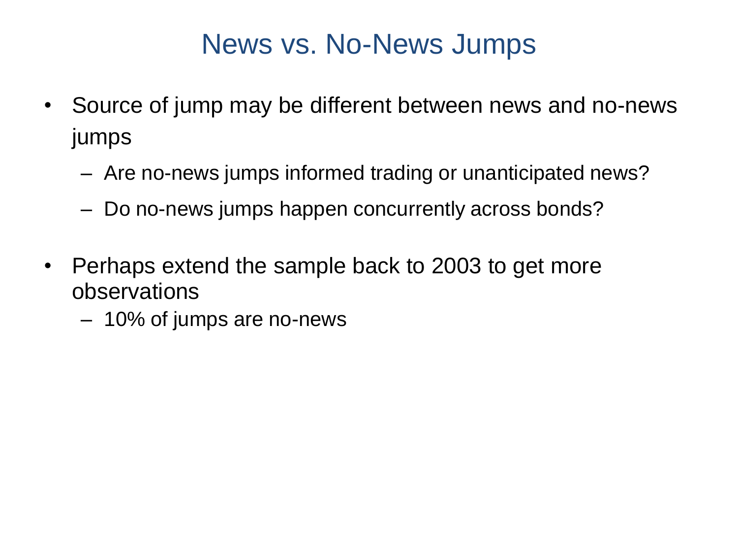# News vs. No-News Jumps

- Source of jump may be different between news and no-news jumps
  - Are no-news jumps informed trading or unanticipated news?
  - Do no-news jumps happen concurrently across bonds?
- Perhaps extend the sample back to 2003 to get more observations
  - 10% of jumps are no-news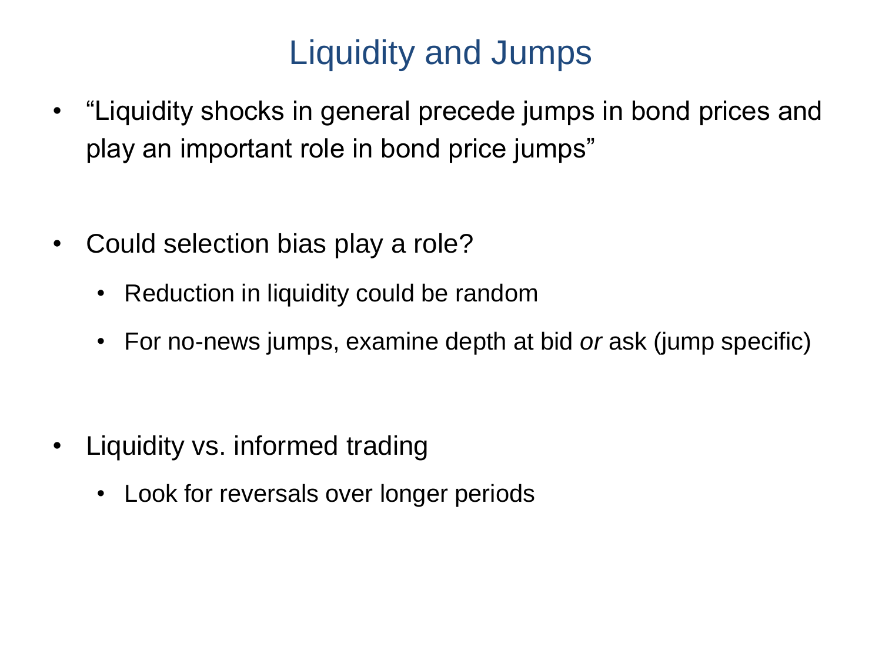# Liquidity and Jumps

- "Liquidity shocks in general precede jumps in bond prices and play an important role in bond price jumps"

- Could selection bias play a role?
  - Reduction in liquidity could be random
  - For no-news jumps, examine depth at bid *or* ask (jump specific)

- Liquidity vs. informed trading
  - Look for reversals over longer periods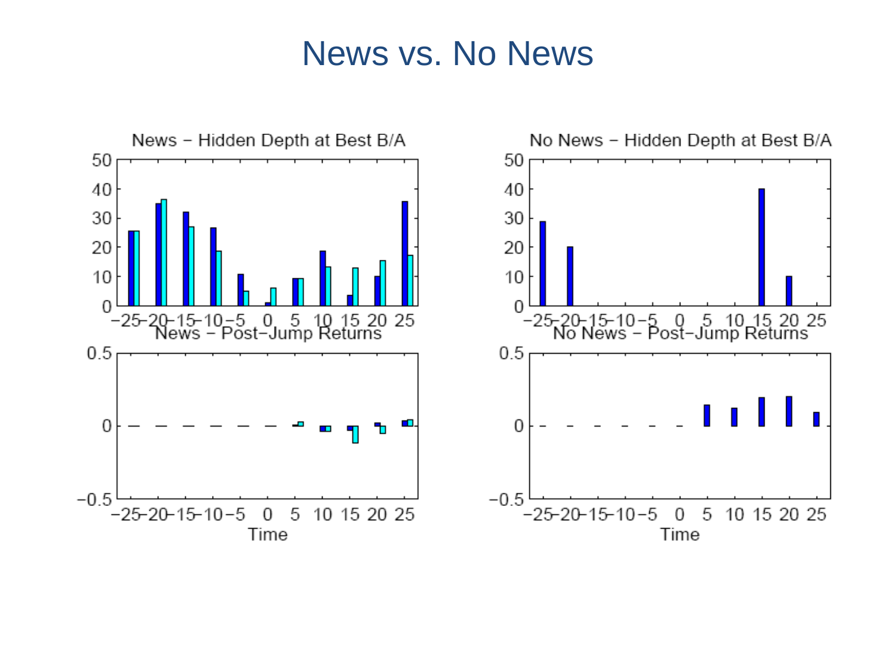# News vs. No News

News − Hidden Depth at Best B/A

50
40
30
20
10
0
−25 −20 −15 −10 −5 0 5 10 15 20 25

No News − Hidden Depth at Best B/A

50
40
30
20
10
0
−25 −20 −15 −10 −5 0 5 10 15 20 25

News − Post−Jump Returns

0.5
0
−0.5
−25 −20 −15 −10 −5 0 5 10 15 20 25
Time

No News − Post−Jump Returns

0.5
0
−0.5
−25 −20 −15 −10 −5 0 5 10 15 20 25
Time